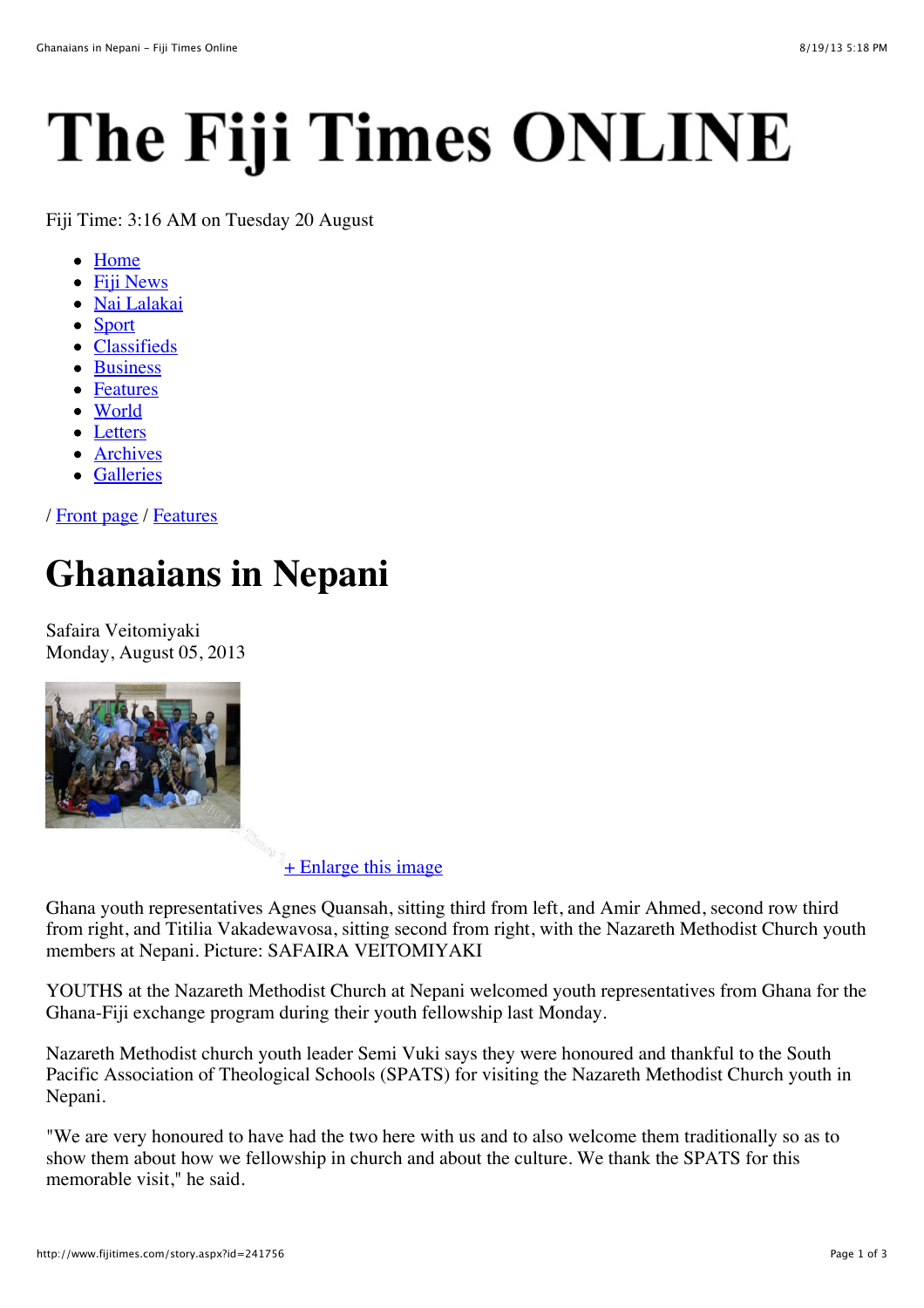# The Fiji Times ONLINE

Fiji Time: 3:16 AM on Tuesday 20 August

- Home
- Fiji News
- Nai Lalakai
- Sport
- Classifieds
- Business
- Features
- World
- Letters
- Archives
- Galleries

/ Front page / Features

## Ghanaians in Nepani

Safaira Veitomiyaki
Monday, August 05, 2013

+ Enlarge this image

Ghana youth representatives Agnes Quansah, sitting third from left, and Amir Ahmed, second row third from right, and Titilia Vakadewavosa, sitting second from right, with the Nazareth Methodist Church youth members at Nepani. Picture: SAFAIRA VEITOMIYAKI

YOUTHS at the Nazareth Methodist Church at Nepani welcomed youth representatives from Ghana for the Ghana-Fiji exchange program during their youth fellowship last Monday.

Nazareth Methodist church youth leader Semi Vuki says they were honoured and thankful to the South Pacific Association of Theological Schools (SPATS) for visiting the Nazareth Methodist Church youth in Nepani.

"We are very honoured to have had the two here with us and to also welcome them traditionally so as to show them about how we fellowship in church and about the culture. We thank the SPATS for this memorable visit," he said.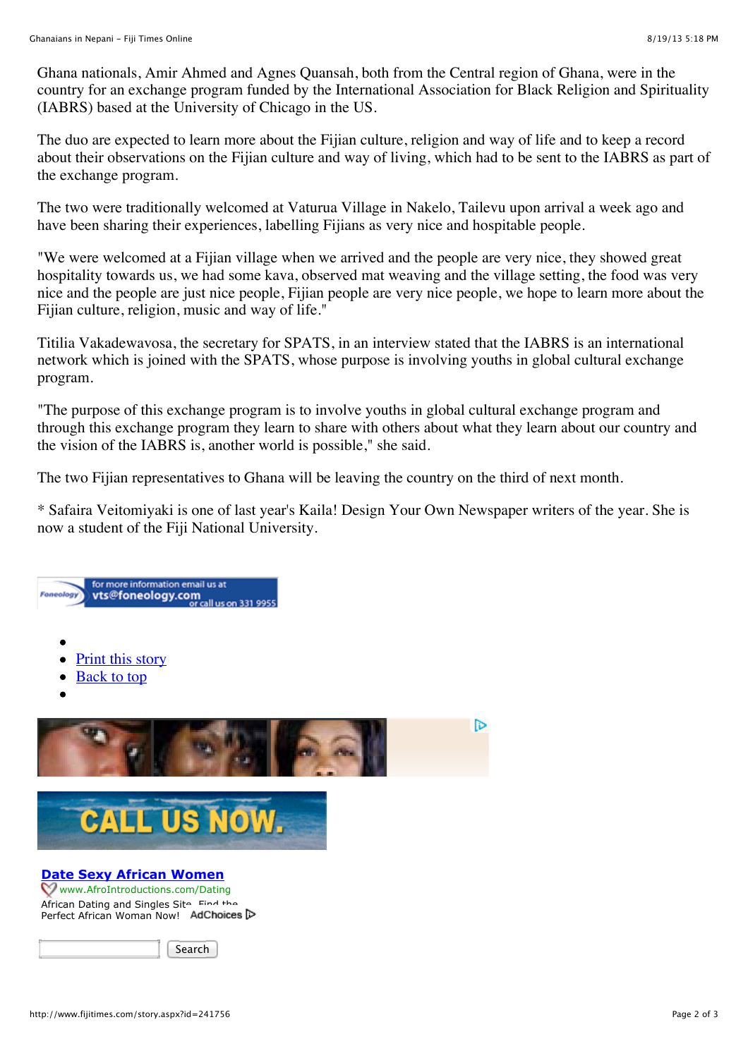Ghana nationals, Amir Ahmed and Agnes Quansah, both from the Central region of Ghana, were in the country for an exchange program funded by the International Association for Black Religion and Spirituality (IABRS) based at the University of Chicago in the US.

The duo are expected to learn more about the Fijian culture, religion and way of life and to keep a record about their observations on the Fijian culture and way of living, which had to be sent to the IABRS as part of the exchange program.

The two were traditionally welcomed at Vaturua Village in Nakelo, Tailevu upon arrival a week ago and have been sharing their experiences, labelling Fijians as very nice and hospitable people.

"We were welcomed at a Fijian village when we arrived and the people are very nice, they showed great hospitality towards us, we had some kava, observed mat weaving and the village setting, the food was very nice and the people are just nice people, Fijian people are very nice people, we hope to learn more about the Fijian culture, religion, music and way of life."

Titilia Vakadewavosa, the secretary for SPATS, in an interview stated that the IABRS is an international network which is joined with the SPATS, whose purpose is involving youths in global cultural exchange program.

"The purpose of this exchange program is to involve youths in global cultural exchange program and through this exchange program they learn to share with others about what they learn about our country and the vision of the IABRS is, another world is possible," she said.

The two Fijian representatives to Ghana will be leaving the country on the third of next month.

* Safaira Veitomiyaki is one of last year's Kaila! Design Your Own Newspaper writers of the year. She is now a student of the Fiji National University.

- Print this story
- Back to top

Date Sexy African Women
www.AfroIntroductions.com/Dating
African Dating and Singles Site. Find the Perfect African Woman Now! AdChoices

Search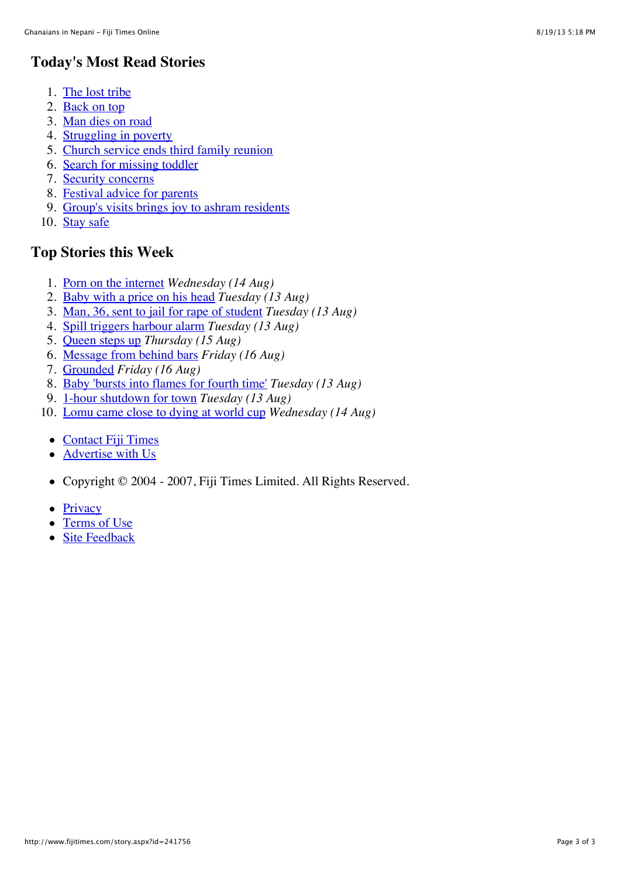## Today's Most Read Stories

1. The lost tribe
2. Back on top
3. Man dies on road
4. Struggling in poverty
5. Church service ends third family reunion
6. Search for missing toddler
7. Security concerns
8. Festival advice for parents
9. Group's visits brings joy to ashram residents
10. Stay safe

## Top Stories this Week

1. Porn on the internet *Wednesday (14 Aug)*
2. Baby with a price on his head *Tuesday (13 Aug)*
3. Man, 36, sent to jail for rape of student *Tuesday (13 Aug)*
4. Spill triggers harbour alarm *Tuesday (13 Aug)*
5. Queen steps up *Thursday (15 Aug)*
6. Message from behind bars *Friday (16 Aug)*
7. Grounded *Friday (16 Aug)*
8. Baby 'bursts into flames for fourth time' *Tuesday (13 Aug)*
9. 1-hour shutdown for town *Tuesday (13 Aug)*
10. Lomu came close to dying at world cup *Wednesday (14 Aug)*

- Contact Fiji Times
- Advertise with Us

- Copyright © 2004 - 2007, Fiji Times Limited. All Rights Reserved.

- Privacy
- Terms of Use
- Site Feedback